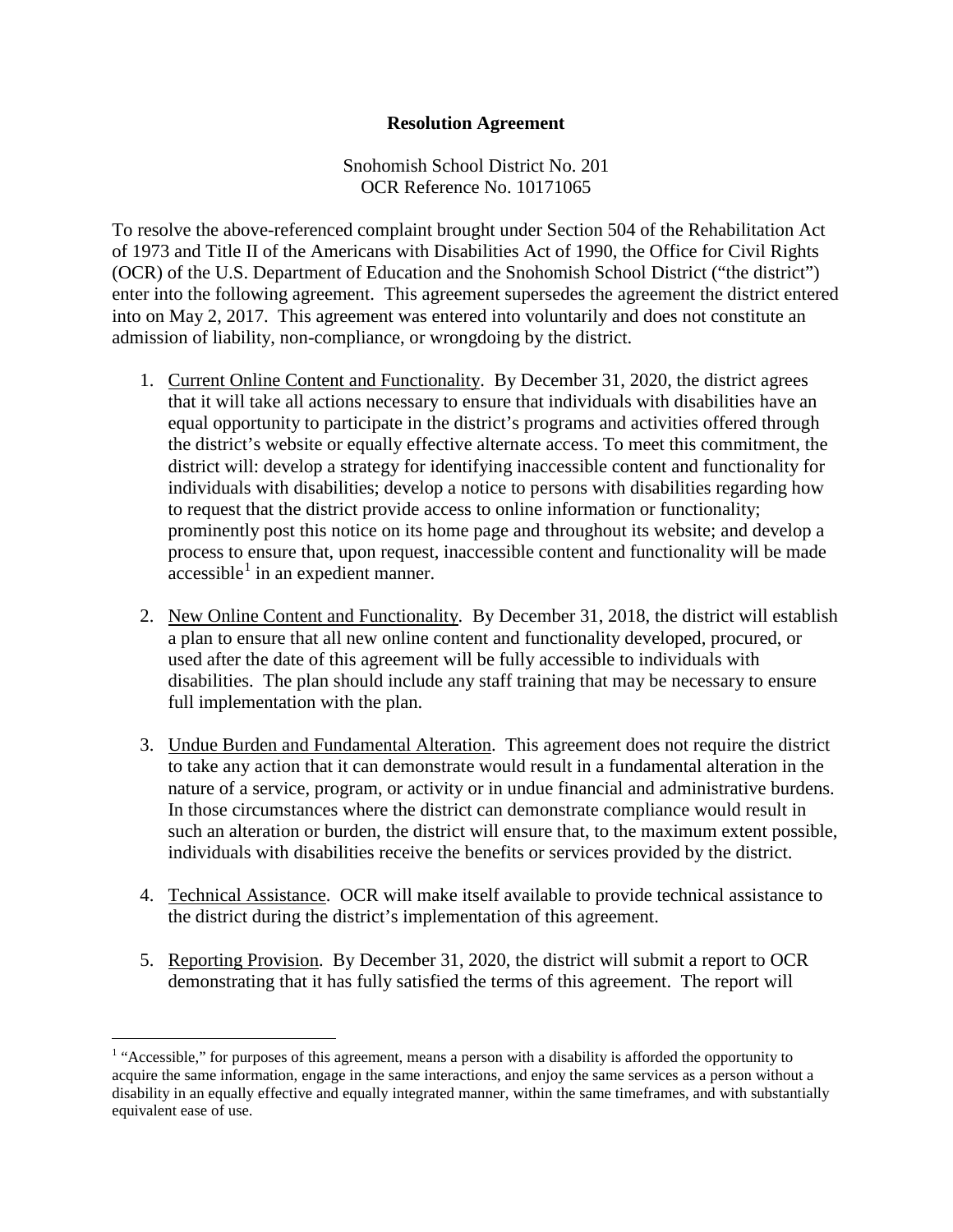**Resolution Agreement**

Snohomish School District No. 201
OCR Reference No. 10171065

To resolve the above-referenced complaint brought under Section 504 of the Rehabilitation Act of 1973 and Title II of the Americans with Disabilities Act of 1990, the Office for Civil Rights (OCR) of the U.S. Department of Education and the Snohomish School District ("the district") enter into the following agreement. This agreement supersedes the agreement the district entered into on May 2, 2017. This agreement was entered into voluntarily and does not constitute an admission of liability, non-compliance, or wrongdoing by the district.

1. Current Online Content and Functionality. By December 31, 2020, the district agrees that it will take all actions necessary to ensure that individuals with disabilities have an equal opportunity to participate in the district's programs and activities offered through the district's website or equally effective alternate access. To meet this commitment, the district will: develop a strategy for identifying inaccessible content and functionality for individuals with disabilities; develop a notice to persons with disabilities regarding how to request that the district provide access to online information or functionality; prominently post this notice on its home page and throughout its website; and develop a process to ensure that, upon request, inaccessible content and functionality will be made accessible[1] in an expedient manner.

2. New Online Content and Functionality. By December 31, 2018, the district will establish a plan to ensure that all new online content and functionality developed, procured, or used after the date of this agreement will be fully accessible to individuals with disabilities. The plan should include any staff training that may be necessary to ensure full implementation with the plan.

3. Undue Burden and Fundamental Alteration. This agreement does not require the district to take any action that it can demonstrate would result in a fundamental alteration in the nature of a service, program, or activity or in undue financial and administrative burdens. In those circumstances where the district can demonstrate compliance would result in such an alteration or burden, the district will ensure that, to the maximum extent possible, individuals with disabilities receive the benefits or services provided by the district.

4. Technical Assistance. OCR will make itself available to provide technical assistance to the district during the district's implementation of this agreement.

5. Reporting Provision. By December 31, 2020, the district will submit a report to OCR demonstrating that it has fully satisfied the terms of this agreement. The report will

[1] "Accessible," for purposes of this agreement, means a person with a disability is afforded the opportunity to acquire the same information, engage in the same interactions, and enjoy the same services as a person without a disability in an equally effective and equally integrated manner, within the same timeframes, and with substantially equivalent ease of use.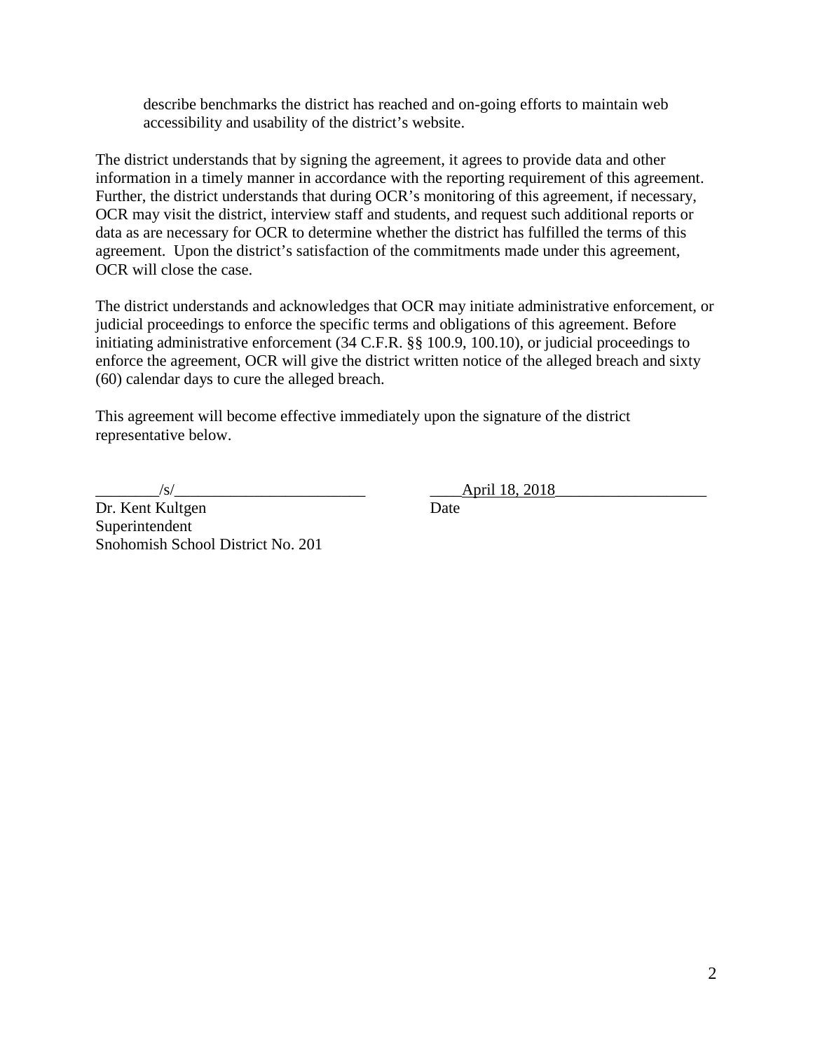describe benchmarks the district has reached and on-going efforts to maintain web accessibility and usability of the district's website.

The district understands that by signing the agreement, it agrees to provide data and other information in a timely manner in accordance with the reporting requirement of this agreement. Further, the district understands that during OCR's monitoring of this agreement, if necessary, OCR may visit the district, interview staff and students, and request such additional reports or data as are necessary for OCR to determine whether the district has fulfilled the terms of this agreement. Upon the district's satisfaction of the commitments made under this agreement, OCR will close the case.

The district understands and acknowledges that OCR may initiate administrative enforcement, or judicial proceedings to enforce the specific terms and obligations of this agreement. Before initiating administrative enforcement (34 C.F.R. §§ 100.9, 100.10), or judicial proceedings to enforce the agreement, OCR will give the district written notice of the alleged breach and sixty (60) calendar days to cure the alleged breach.

This agreement will become effective immediately upon the signature of the district representative below.

________/s/________________________ ____April 18, 2018___________________

Dr. Kent Kultgen
Superintendent
Snohomish School District No. 201

Date